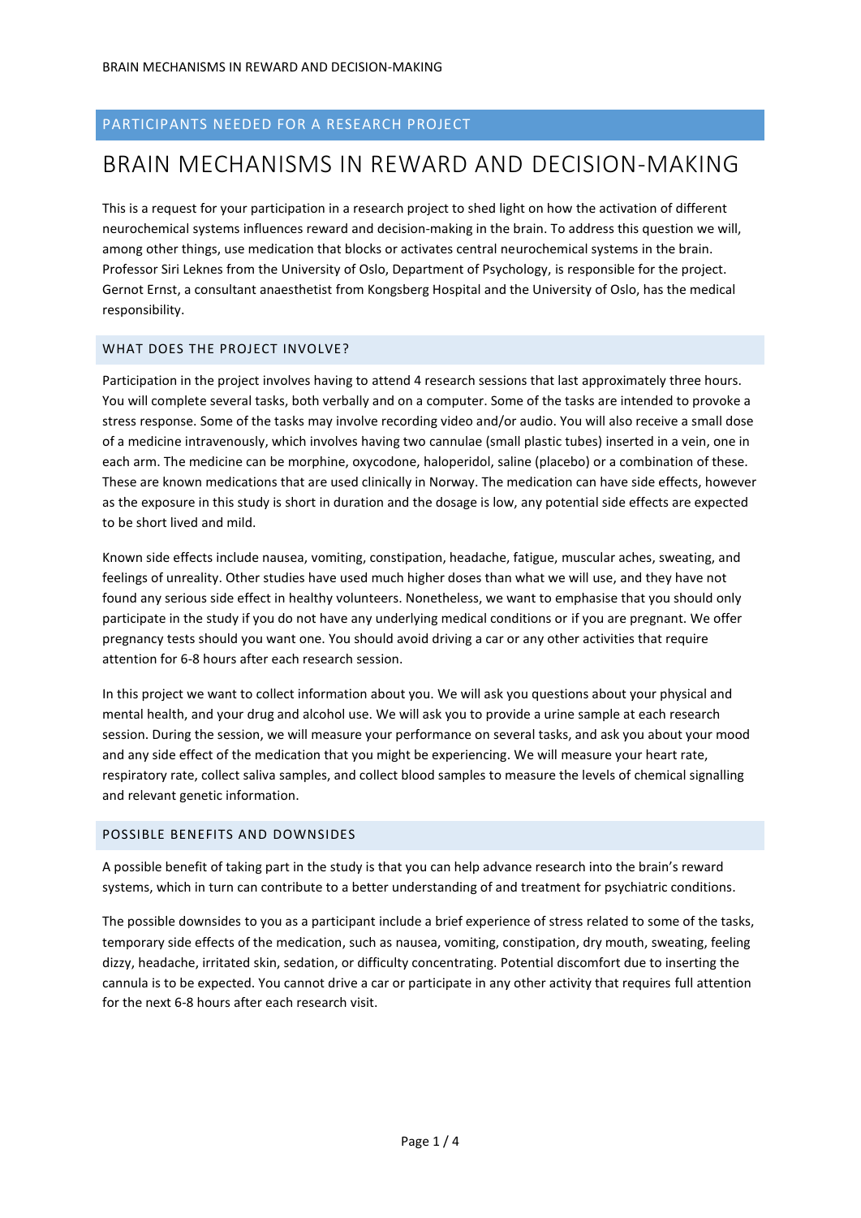PARTICIPANTS NEEDED FOR A RESEARCH PROJECT

# BRAIN MECHANISMS IN REWARD AND DECISION-MAKING

This is a request for your participation in a research project to shed light on how the activation of different neurochemical systems influences reward and decision-making in the brain. To address this question we will, among other things, use medication that blocks or activates central neurochemical systems in the brain. Professor Siri Leknes from the University of Oslo, Department of Psychology, is responsible for the project. Gernot Ernst, a consultant anaesthetist from Kongsberg Hospital and the University of Oslo, has the medical responsibility.

## WHAT DOES THE PROJECT INVOLVE?

Participation in the project involves having to attend 4 research sessions that last approximately three hours. You will complete several tasks, both verbally and on a computer. Some of the tasks are intended to provoke a stress response. Some of the tasks may involve recording video and/or audio. You will also receive a small dose of a medicine intravenously, which involves having two cannulae (small plastic tubes) inserted in a vein, one in each arm. The medicine can be morphine, oxycodone, haloperidol, saline (placebo) or a combination of these. These are known medications that are used clinically in Norway. The medication can have side effects, however as the exposure in this study is short in duration and the dosage is low, any potential side effects are expected to be short lived and mild.

Known side effects include nausea, vomiting, constipation, headache, fatigue, muscular aches, sweating, and feelings of unreality. Other studies have used much higher doses than what we will use, and they have not found any serious side effect in healthy volunteers. Nonetheless, we want to emphasise that you should only participate in the study if you do not have any underlying medical conditions or if you are pregnant. We offer pregnancy tests should you want one. You should avoid driving a car or any other activities that require attention for 6-8 hours after each research session.

In this project we want to collect information about you. We will ask you questions about your physical and mental health, and your drug and alcohol use. We will ask you to provide a urine sample at each research session. During the session, we will measure your performance on several tasks, and ask you about your mood and any side effect of the medication that you might be experiencing. We will measure your heart rate, respiratory rate, collect saliva samples, and collect blood samples to measure the levels of chemical signalling and relevant genetic information.

## POSSIBLE BENEFITS AND DOWNSIDES

A possible benefit of taking part in the study is that you can help advance research into the brain's reward systems, which in turn can contribute to a better understanding of and treatment for psychiatric conditions.

The possible downsides to you as a participant include a brief experience of stress related to some of the tasks, temporary side effects of the medication, such as nausea, vomiting, constipation, dry mouth, sweating, feeling dizzy, headache, irritated skin, sedation, or difficulty concentrating. Potential discomfort due to inserting the cannula is to be expected. You cannot drive a car or participate in any other activity that requires full attention for the next 6-8 hours after each research visit.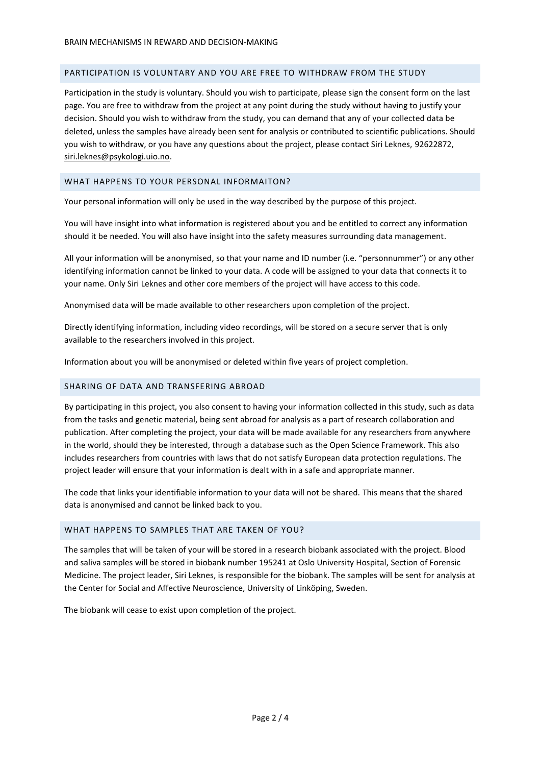## PARTICIPATION IS VOLUNTARY AND YOU ARE FREE TO WITHDRAW FROM THE STUDY

Participation in the study is voluntary. Should you wish to participate, please sign the consent form on the last page. You are free to withdraw from the project at any point during the study without having to justify your decision. Should you wish to withdraw from the study, you can demand that any of your collected data be deleted, unless the samples have already been sent for analysis or contributed to scientific publications. Should you wish to withdraw, or you have any questions about the project, please contact Siri Leknes, 92622872, siri.leknes@psykologi.uio.no.

## WHAT HAPPENS TO YOUR PERSONAL INFORMAITON?

Your personal information will only be used in the way described by the purpose of this project.

You will have insight into what information is registered about you and be entitled to correct any information should it be needed. You will also have insight into the safety measures surrounding data management.

All your information will be anonymised, so that your name and ID number (i.e. "personnummer") or any other identifying information cannot be linked to your data. A code will be assigned to your data that connects it to your name. Only Siri Leknes and other core members of the project will have access to this code.

Anonymised data will be made available to other researchers upon completion of the project.

Directly identifying information, including video recordings, will be stored on a secure server that is only available to the researchers involved in this project.

Information about you will be anonymised or deleted within five years of project completion.

## SHARING OF DATA AND TRANSFERING ABROAD

By participating in this project, you also consent to having your information collected in this study, such as data from the tasks and genetic material, being sent abroad for analysis as a part of research collaboration and publication. After completing the project, your data will be made available for any researchers from anywhere in the world, should they be interested, through a database such as the Open Science Framework. This also includes researchers from countries with laws that do not satisfy European data protection regulations. The project leader will ensure that your information is dealt with in a safe and appropriate manner.

The code that links your identifiable information to your data will not be shared. This means that the shared data is anonymised and cannot be linked back to you.

## WHAT HAPPENS TO SAMPLES THAT ARE TAKEN OF YOU?

The samples that will be taken of your will be stored in a research biobank associated with the project. Blood and saliva samples will be stored in biobank number 195241 at Oslo University Hospital, Section of Forensic Medicine. The project leader, Siri Leknes, is responsible for the biobank. The samples will be sent for analysis at the Center for Social and Affective Neuroscience, University of Linköping, Sweden.

The biobank will cease to exist upon completion of the project.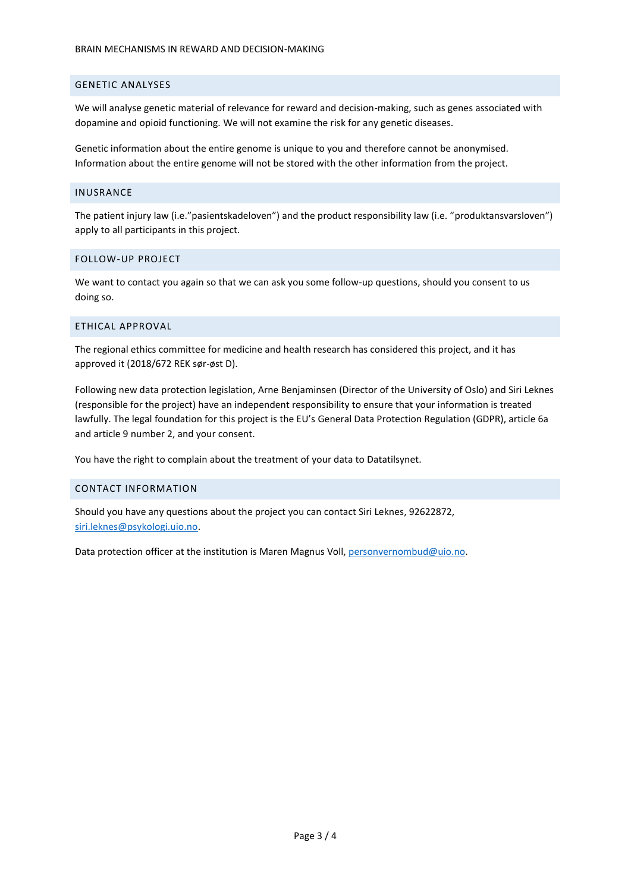## GENETIC ANALYSES

We will analyse genetic material of relevance for reward and decision-making, such as genes associated with dopamine and opioid functioning. We will not examine the risk for any genetic diseases.

Genetic information about the entire genome is unique to you and therefore cannot be anonymised. Information about the entire genome will not be stored with the other information from the project.

## INUSRANCE

The patient injury law (i.e."pasientskadeloven") and the product responsibility law (i.e. "produktansvarsloven") apply to all participants in this project.

## FOLLOW-UP PROJECT

We want to contact you again so that we can ask you some follow-up questions, should you consent to us doing so.

## ETHICAL APPROVAL

The regional ethics committee for medicine and health research has considered this project, and it has approved it (2018/672 REK sør-øst D).

Following new data protection legislation, Arne Benjaminsen (Director of the University of Oslo) and Siri Leknes (responsible for the project) have an independent responsibility to ensure that your information is treated lawfully. The legal foundation for this project is the EU's General Data Protection Regulation (GDPR), article 6a and article 9 number 2, and your consent.

You have the right to complain about the treatment of your data to Datatilsynet.

## CONTACT INFORMATION

Should you have any questions about the project you can contact Siri Leknes, 92622872, siri.leknes@psykologi.uio.no.

Data protection officer at the institution is Maren Magnus Voll, personvernombud@uio.no.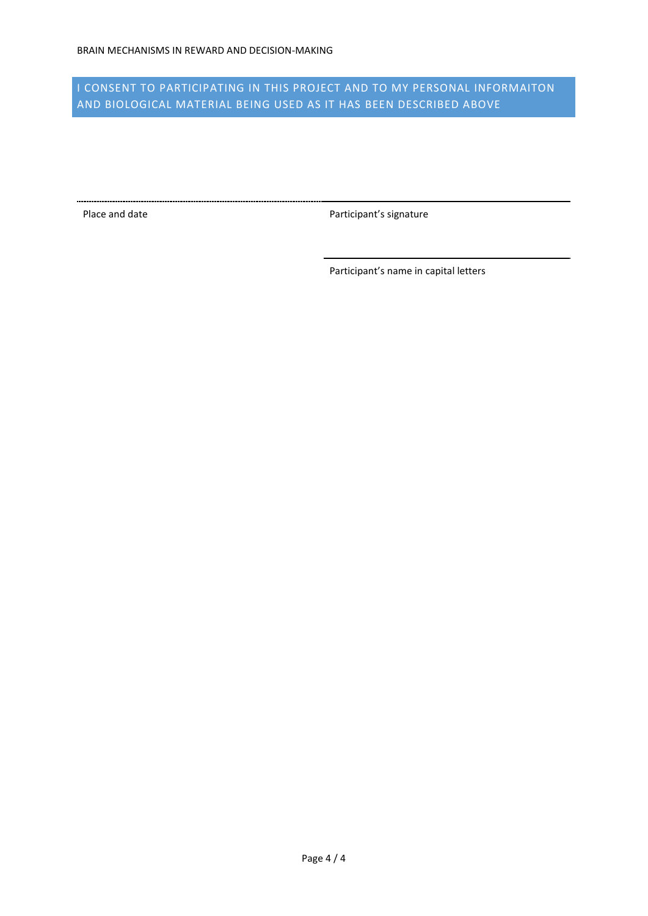## I CONSENT TO PARTICIPATING IN THIS PROJECT AND TO MY PERSONAL INFORMAITON AND BIOLOGICAL MATERIAL BEING USED AS IT HAS BEEN DESCRIBED ABOVE

Place and date

Participant's signature

Participant's name in capital letters